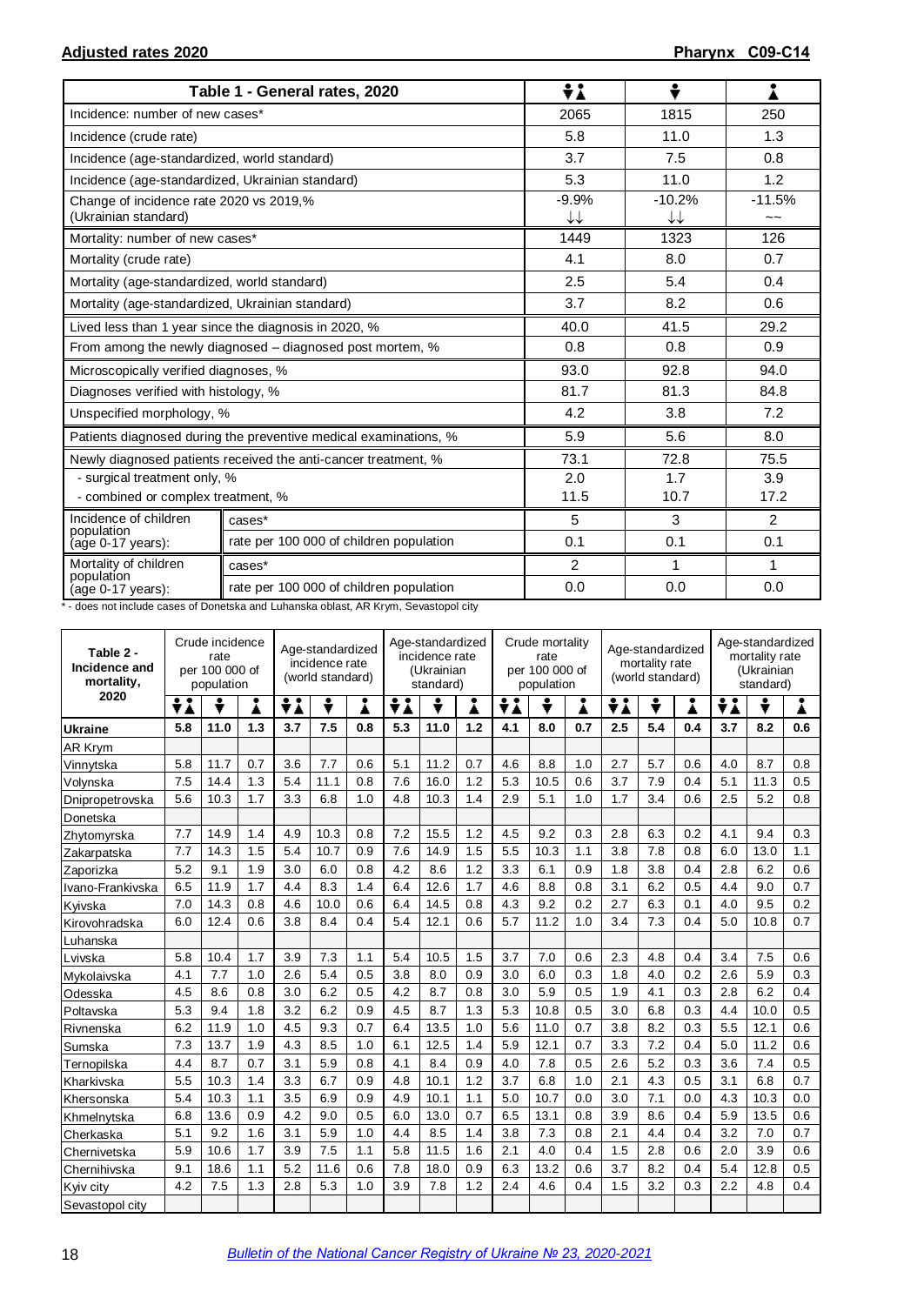**Adjusted rates 2020** **Pharynx C09-C14**

| Table 1 - General rates, 2020 | | Both sexes | Males | Females |
|---|---|---|---|---|
| Incidence: number of new cases* | | 2065 | 1815 | 250 |
| Incidence (crude rate) | | 5.8 | 11.0 | 1.3 |
| Incidence (age-standardized, world standard) | | 3.7 | 7.5 | 0.8 |
| Incidence (age-standardized, Ukrainian standard) | | 5.3 | 11.0 | 1.2 |
| Change of incidence rate 2020 vs 2019,% (Ukrainian standard) | | -9.9% ↓↓ | -10.2% ↓↓ | -11.5% ~~ |
| Mortality: number of new cases* | | 1449 | 1323 | 126 |
| Mortality (crude rate) | | 4.1 | 8.0 | 0.7 |
| Mortality (age-standardized, world standard) | | 2.5 | 5.4 | 0.4 |
| Mortality (age-standardized, Ukrainian standard) | | 3.7 | 8.2 | 0.6 |
| Lived less than 1 year since the diagnosis in 2020, % | | 40.0 | 41.5 | 29.2 |
| From among the newly diagnosed – diagnosed post mortem, % | | 0.8 | 0.8 | 0.9 |
| Microscopically verified diagnoses, % | | 93.0 | 92.8 | 94.0 |
| Diagnoses verified with histology, % | | 81.7 | 81.3 | 84.8 |
| Unspecified morphology, % | | 4.2 | 3.8 | 7.2 |
| Patients diagnosed during the preventive medical examinations, % | | 5.9 | 5.6 | 8.0 |
| Newly diagnosed patients received the anti-cancer treatment, % | | 73.1 | 72.8 | 75.5 |
| - surgical treatment only, % | | 2.0 | 1.7 | 3.9 |
| - combined or complex treatment, % | | 11.5 | 10.7 | 17.2 |
| Incidence of children population (age 0-17 years): | cases* | 5 | 3 | 2 |
| | rate per 100 000 of children population | 0.1 | 0.1 | 0.1 |
| Mortality of children population (age 0-17 years): | cases* | 2 | 1 | 1 |
| | rate per 100 000 of children population | 0.0 | 0.0 | 0.0 |

* - does not include cases of Donetska and Luhanska oblast, AR Krym, Sevastopol city

| Table 2 - Incidence and mortality, 2020 | Crude incidence rate per 100 000 of population | | | Age-standardized incidence rate (world standard) | | | Age-standardized incidence rate (Ukrainian standard) | | | Crude mortality rate per 100 000 of population | | | Age-standardized mortality rate (world standard) | | | Age-standardized mortality rate (Ukrainian standard) | | |
|---|---|---|---|---|---|---|---|---|---|---|---|---|---|---|---|---|---|---|
| | Both | M | F | Both | M | F | Both | M | F | Both | M | F | Both | M | F | Both | M | F |
| **Ukraine** | **5.8** | **11.0** | **1.3** | **3.7** | **7.5** | **0.8** | **5.3** | **11.0** | **1.2** | **4.1** | **8.0** | **0.7** | **2.5** | **5.4** | **0.4** | **3.7** | **8.2** | **0.6** |
| AR Krym | | | | | | | | | | | | | | | | | | |
| Vinnytska | 5.8 | 11.7 | 0.7 | 3.6 | 7.7 | 0.6 | 5.1 | 11.2 | 0.7 | 4.6 | 8.8 | 1.0 | 2.7 | 5.7 | 0.6 | 4.0 | 8.7 | 0.8 |
| Volynska | 7.5 | 14.4 | 1.3 | 5.4 | 11.1 | 0.8 | 7.6 | 16.0 | 1.2 | 5.3 | 10.5 | 0.6 | 3.7 | 7.9 | 0.4 | 5.1 | 11.3 | 0.5 |
| Dnipropetrovska | 5.6 | 10.3 | 1.7 | 3.3 | 6.8 | 1.0 | 4.8 | 10.3 | 1.4 | 2.9 | 5.1 | 1.0 | 1.7 | 3.4 | 0.6 | 2.5 | 5.2 | 0.8 |
| Donetska | | | | | | | | | | | | | | | | | | |
| Zhytomyrska | 7.7 | 14.9 | 1.4 | 4.9 | 10.3 | 0.8 | 7.2 | 15.5 | 1.2 | 4.5 | 9.2 | 0.3 | 2.8 | 6.3 | 0.2 | 4.1 | 9.4 | 0.3 |
| Zakarpatska | 7.7 | 14.3 | 1.5 | 5.4 | 10.7 | 0.9 | 7.6 | 14.9 | 1.5 | 5.5 | 10.3 | 1.1 | 3.8 | 7.8 | 0.8 | 6.0 | 13.0 | 1.1 |
| Zaporizka | 5.2 | 9.1 | 1.9 | 3.0 | 6.0 | 0.8 | 4.2 | 8.6 | 1.2 | 3.3 | 6.1 | 0.9 | 1.8 | 3.8 | 0.4 | 2.8 | 6.2 | 0.6 |
| Ivano-Frankivska | 6.5 | 11.9 | 1.7 | 4.4 | 8.3 | 1.4 | 6.4 | 12.6 | 1.7 | 4.6 | 8.8 | 0.8 | 3.1 | 6.2 | 0.5 | 4.4 | 9.0 | 0.7 |
| Kyivska | 7.0 | 14.3 | 0.8 | 4.6 | 10.0 | 0.6 | 6.4 | 14.5 | 0.8 | 4.3 | 9.2 | 0.2 | 2.7 | 6.3 | 0.1 | 4.0 | 9.5 | 0.2 |
| Kirovohradska | 6.0 | 12.4 | 0.6 | 3.8 | 8.4 | 0.4 | 5.4 | 12.1 | 0.6 | 5.7 | 11.2 | 1.0 | 3.4 | 7.3 | 0.4 | 5.0 | 10.8 | 0.7 |
| Luhanska | | | | | | | | | | | | | | | | | | |
| Lvivska | 5.8 | 10.4 | 1.7 | 3.9 | 7.3 | 1.1 | 5.4 | 10.5 | 1.5 | 3.7 | 7.0 | 0.6 | 2.3 | 4.8 | 0.4 | 3.4 | 7.5 | 0.6 |
| Mykolaivska | 4.1 | 7.7 | 1.0 | 2.6 | 5.4 | 0.5 | 3.8 | 8.0 | 0.9 | 3.0 | 6.0 | 0.3 | 1.8 | 4.0 | 0.2 | 2.6 | 5.9 | 0.3 |
| Odesska | 4.5 | 8.6 | 0.8 | 3.0 | 6.2 | 0.5 | 4.2 | 8.7 | 0.8 | 3.0 | 5.9 | 0.5 | 1.9 | 4.1 | 0.3 | 2.8 | 6.2 | 0.4 |
| Poltavska | 5.3 | 9.4 | 1.8 | 3.2 | 6.2 | 0.9 | 4.5 | 8.7 | 1.3 | 5.3 | 10.8 | 0.5 | 3.0 | 6.8 | 0.3 | 4.4 | 10.0 | 0.5 |
| Rivnenska | 6.2 | 11.9 | 1.0 | 4.5 | 9.3 | 0.7 | 6.4 | 13.5 | 1.0 | 5.6 | 11.0 | 0.7 | 3.8 | 8.2 | 0.3 | 5.5 | 12.1 | 0.6 |
| Sumska | 7.3 | 13.7 | 1.9 | 4.3 | 8.5 | 1.0 | 6.1 | 12.5 | 1.4 | 5.9 | 12.1 | 0.7 | 3.3 | 7.2 | 0.4 | 5.0 | 11.2 | 0.6 |
| Ternopilska | 4.4 | 8.7 | 0.7 | 3.1 | 5.9 | 0.8 | 4.1 | 8.4 | 0.9 | 4.0 | 7.8 | 0.5 | 2.6 | 5.2 | 0.3 | 3.6 | 7.4 | 0.5 |
| Kharkivska | 5.5 | 10.3 | 1.4 | 3.3 | 6.7 | 0.9 | 4.8 | 10.1 | 1.2 | 3.7 | 6.8 | 1.0 | 2.1 | 4.3 | 0.5 | 3.1 | 6.8 | 0.7 |
| Khersonska | 5.4 | 10.3 | 1.1 | 3.5 | 6.9 | 0.9 | 4.9 | 10.1 | 1.1 | 5.0 | 10.7 | 0.0 | 3.0 | 7.1 | 0.0 | 4.3 | 10.3 | 0.0 |
| Khmelnytska | 6.8 | 13.6 | 0.9 | 4.2 | 9.0 | 0.5 | 6.0 | 13.0 | 0.7 | 6.5 | 13.1 | 0.8 | 3.9 | 8.6 | 0.4 | 5.9 | 13.5 | 0.6 |
| Cherkaska | 5.1 | 9.2 | 1.6 | 3.1 | 5.9 | 1.0 | 4.4 | 8.5 | 1.4 | 3.8 | 7.3 | 0.8 | 2.1 | 4.4 | 0.4 | 3.2 | 7.0 | 0.7 |
| Chernivetska | 5.9 | 10.6 | 1.7 | 3.9 | 7.5 | 1.1 | 5.8 | 11.5 | 1.6 | 2.1 | 4.0 | 0.4 | 1.5 | 2.8 | 0.6 | 2.0 | 3.9 | 0.6 |
| Chernihivska | 9.1 | 18.6 | 1.1 | 5.2 | 11.6 | 0.6 | 7.8 | 18.0 | 0.9 | 6.3 | 13.2 | 0.6 | 3.7 | 8.2 | 0.4 | 5.4 | 12.8 | 0.5 |
| Kyiv city | 4.2 | 7.5 | 1.3 | 2.8 | 5.3 | 1.0 | 3.9 | 7.8 | 1.2 | 2.4 | 4.6 | 0.4 | 1.5 | 3.2 | 0.3 | 2.2 | 4.8 | 0.4 |
| Sevastopol city | | | | | | | | | | | | | | | | | | |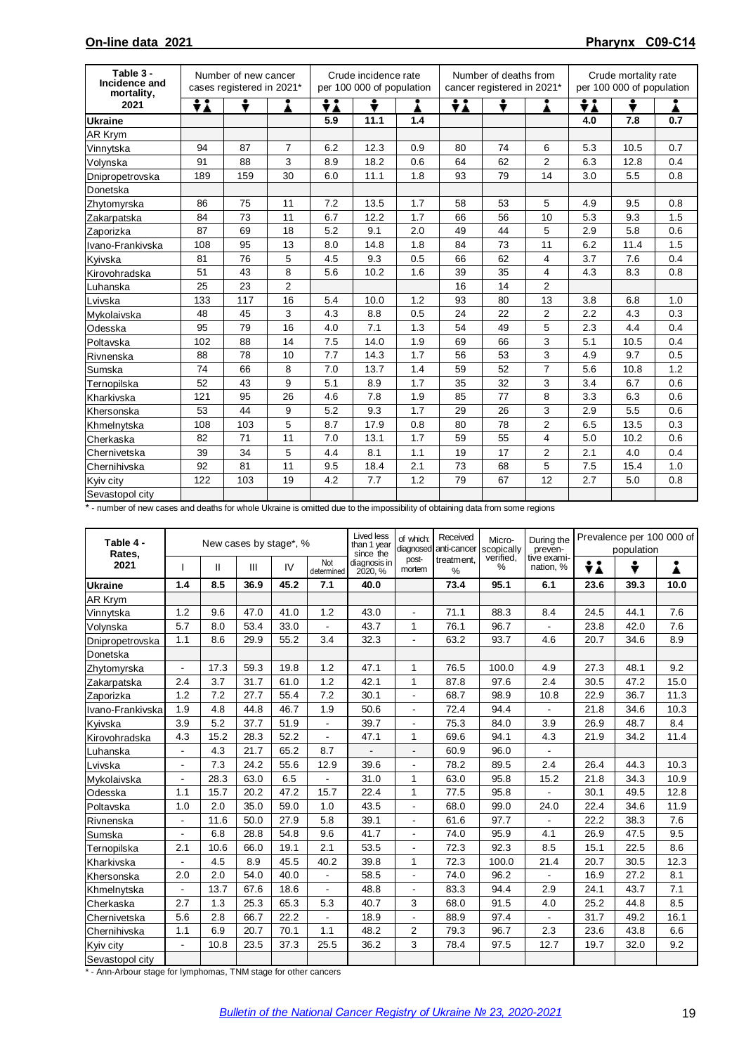## On-line data 2021 — Pharynx C09-C14

| Table 3 - Incidence and mortality, 2021 | Number of new cancer cases registered in 2021* | | | Crude incidence rate per 100 000 of population | | | Number of deaths from cancer registered in 2021* | | | Crude mortality rate per 100 000 of population | | |
|---|---|---|---|---|---|---|---|---|---|---|---|---|
| | both | male | female | both | male | female | both | male | female | both | male | female |
| **Ukraine** | | | | 5.9 | 11.1 | 1.4 | | | | 4.0 | 7.8 | 0.7 |
| AR Krym | | | | | | | | | | | | |
| Vinnytska | 94 | 87 | 7 | 6.2 | 12.3 | 0.9 | 80 | 74 | 6 | 5.3 | 10.5 | 0.7 |
| Volynska | 91 | 88 | 3 | 8.9 | 18.2 | 0.6 | 64 | 62 | 2 | 6.3 | 12.8 | 0.4 |
| Dnipropetrovska | 189 | 159 | 30 | 6.0 | 11.1 | 1.8 | 93 | 79 | 14 | 3.0 | 5.5 | 0.8 |
| Donetska | | | | | | | | | | | | |
| Zhytomyrska | 86 | 75 | 11 | 7.2 | 13.5 | 1.7 | 58 | 53 | 5 | 4.9 | 9.5 | 0.8 |
| Zakarpatska | 84 | 73 | 11 | 6.7 | 12.2 | 1.7 | 66 | 56 | 10 | 5.3 | 9.3 | 1.5 |
| Zaporizka | 87 | 69 | 18 | 5.2 | 9.1 | 2.0 | 49 | 44 | 5 | 2.9 | 5.8 | 0.6 |
| Ivano-Frankivska | 108 | 95 | 13 | 8.0 | 14.8 | 1.8 | 84 | 73 | 11 | 6.2 | 11.4 | 1.5 |
| Kyivska | 81 | 76 | 5 | 4.5 | 9.3 | 0.5 | 66 | 62 | 4 | 3.7 | 7.6 | 0.4 |
| Kirovohradska | 51 | 43 | 8 | 5.6 | 10.2 | 1.6 | 39 | 35 | 4 | 4.3 | 8.3 | 0.8 |
| Luhanska | 25 | 23 | 2 | | | | 16 | 14 | 2 | | | |
| Lvivska | 133 | 117 | 16 | 5.4 | 10.0 | 1.2 | 93 | 80 | 13 | 3.8 | 6.8 | 1.0 |
| Mykolaivska | 48 | 45 | 3 | 4.3 | 8.8 | 0.5 | 24 | 22 | 2 | 2.2 | 4.3 | 0.3 |
| Odesska | 95 | 79 | 16 | 4.0 | 7.1 | 1.3 | 54 | 49 | 5 | 2.3 | 4.4 | 0.4 |
| Poltavska | 102 | 88 | 14 | 7.5 | 14.0 | 1.9 | 69 | 66 | 3 | 5.1 | 10.5 | 0.4 |
| Rivnenska | 88 | 78 | 10 | 7.7 | 14.3 | 1.7 | 56 | 53 | 3 | 4.9 | 9.7 | 0.5 |
| Sumska | 74 | 66 | 8 | 7.0 | 13.7 | 1.4 | 59 | 52 | 7 | 5.6 | 10.8 | 1.2 |
| Ternopilska | 52 | 43 | 9 | 5.1 | 8.9 | 1.7 | 35 | 32 | 3 | 3.4 | 6.7 | 0.6 |
| Kharkivska | 121 | 95 | 26 | 4.6 | 7.8 | 1.9 | 85 | 77 | 8 | 3.3 | 6.3 | 0.6 |
| Khersonska | 53 | 44 | 9 | 5.2 | 9.3 | 1.7 | 29 | 26 | 3 | 2.9 | 5.5 | 0.6 |
| Khmelnytska | 108 | 103 | 5 | 8.7 | 17.9 | 0.8 | 80 | 78 | 2 | 6.5 | 13.5 | 0.3 |
| Cherkaska | 82 | 71 | 11 | 7.0 | 13.1 | 1.7 | 59 | 55 | 4 | 5.0 | 10.2 | 0.6 |
| Chernivetska | 39 | 34 | 5 | 4.4 | 8.1 | 1.1 | 19 | 17 | 2 | 2.1 | 4.0 | 0.4 |
| Chernihivska | 92 | 81 | 11 | 9.5 | 18.4 | 2.1 | 73 | 68 | 5 | 7.5 | 15.4 | 1.0 |
| Kyiv city | 122 | 103 | 19 | 4.2 | 7.7 | 1.2 | 79 | 67 | 12 | 2.7 | 5.0 | 0.8 |
| Sevastopol city | | | | | | | | | | | | |

* - number of new cases and deaths for whole Ukraine is omitted due to the impossibility of obtaining data from some regions

| Table 4 - Rates, 2021 | New cases by stage*, % | | | | | Lived less than 1 year since the diagnosis in 2020, % | of which: diagnosed post-mortem | Received anti-cancer treatment, % | Micro-scopically verified, % | During the preventive examination, % | Prevalence per 100 000 of population | | |
|---|---|---|---|---|---|---|---|---|---|---|---|---|---|
| | I | II | III | IV | Not determined | | | | | | both | male | female |
| **Ukraine** | 1.4 | 8.5 | 36.9 | 45.2 | 7.1 | 40.0 | | 73.4 | 95.1 | 6.1 | 23.6 | 39.3 | 10.0 |
| AR Krym | | | | | | | | | | | | | |
| Vinnytska | 1.2 | 9.6 | 47.0 | 41.0 | 1.2 | 43.0 | - | 71.1 | 88.3 | 8.4 | 24.5 | 44.1 | 7.6 |
| Volynska | 5.7 | 8.0 | 53.4 | 33.0 | - | 43.7 | 1 | 76.1 | 96.7 | - | 23.8 | 42.0 | 7.6 |
| Dnipropetrovska | 1.1 | 8.6 | 29.9 | 55.2 | 3.4 | 32.3 | - | 63.2 | 93.7 | 4.6 | 20.7 | 34.6 | 8.9 |
| Donetska | | | | | | | | | | | | | |
| Zhytomyrska | - | 17.3 | 59.3 | 19.8 | 1.2 | 47.1 | 1 | 76.5 | 100.0 | 4.9 | 27.3 | 48.1 | 9.2 |
| Zakarpatska | 2.4 | 3.7 | 31.7 | 61.0 | 1.2 | 42.1 | 1 | 87.8 | 97.6 | 2.4 | 30.5 | 47.2 | 15.0 |
| Zaporizka | 1.2 | 7.2 | 27.7 | 55.4 | 7.2 | 30.1 | - | 68.7 | 98.9 | 10.8 | 22.9 | 36.7 | 11.3 |
| Ivano-Frankivska | 1.9 | 4.8 | 44.8 | 46.7 | 1.9 | 50.6 | - | 72.4 | 94.4 | - | 21.8 | 34.6 | 10.3 |
| Kyivska | 3.9 | 5.2 | 37.7 | 51.9 | - | 39.7 | - | 75.3 | 84.0 | 3.9 | 26.9 | 48.7 | 8.4 |
| Kirovohradska | 4.3 | 15.2 | 28.3 | 52.2 | - | 47.1 | 1 | 69.6 | 94.1 | 4.3 | 21.9 | 34.2 | 11.4 |
| Luhanska | - | 4.3 | 21.7 | 65.2 | 8.7 | - | - | 60.9 | 96.0 | - | | | |
| Lvivska | - | 7.3 | 24.2 | 55.6 | 12.9 | 39.6 | - | 78.2 | 89.5 | 2.4 | 26.4 | 44.3 | 10.3 |
| Mykolaivska | - | 28.3 | 63.0 | 6.5 | - | 31.0 | 1 | 63.0 | 95.8 | 15.2 | 21.8 | 34.3 | 10.9 |
| Odesska | 1.1 | 15.7 | 20.2 | 47.2 | 15.7 | 22.4 | 1 | 77.5 | 95.8 | - | 30.1 | 49.5 | 12.8 |
| Poltavska | 1.0 | 2.0 | 35.0 | 59.0 | 1.0 | 43.5 | - | 68.0 | 99.0 | 24.0 | 22.4 | 34.6 | 11.9 |
| Rivnenska | - | 11.6 | 50.0 | 27.9 | 5.8 | 39.1 | - | 61.6 | 97.7 | - | 22.2 | 38.3 | 7.6 |
| Sumska | - | 6.8 | 28.8 | 54.8 | 9.6 | 41.7 | - | 74.0 | 95.9 | 4.1 | 26.9 | 47.5 | 9.5 |
| Ternopilska | 2.1 | 10.6 | 66.0 | 19.1 | 2.1 | 53.5 | - | 72.3 | 92.3 | 8.5 | 15.1 | 22.5 | 8.6 |
| Kharkivska | - | 4.5 | 8.9 | 45.5 | 40.2 | 39.8 | 1 | 72.3 | 100.0 | 21.4 | 20.7 | 30.5 | 12.3 |
| Khersonska | 2.0 | 2.0 | 54.0 | 40.0 | - | 58.5 | - | 74.0 | 96.2 | - | 16.9 | 27.2 | 8.1 |
| Khmelnytska | - | 13.7 | 67.6 | 18.6 | - | 48.8 | - | 83.3 | 94.4 | 2.9 | 24.1 | 43.7 | 7.1 |
| Cherkaska | 2.7 | 1.3 | 25.3 | 65.3 | 5.3 | 40.7 | 3 | 68.0 | 91.5 | 4.0 | 25.2 | 44.8 | 8.5 |
| Chernivetska | 5.6 | 2.8 | 66.7 | 22.2 | - | 18.9 | - | 88.9 | 97.4 | - | 31.7 | 49.2 | 16.1 |
| Chernihivska | 1.1 | 6.9 | 20.7 | 70.1 | 1.1 | 48.2 | 2 | 79.3 | 96.7 | 2.3 | 23.6 | 43.8 | 6.6 |
| Kyiv city | - | 10.8 | 23.5 | 37.3 | 25.5 | 36.2 | 3 | 78.4 | 97.5 | 12.7 | 19.7 | 32.0 | 9.2 |
| Sevastopol city | | | | | | | | | | | | | |

* - Ann-Arbour stage for lymphomas, TNM stage for other cancers